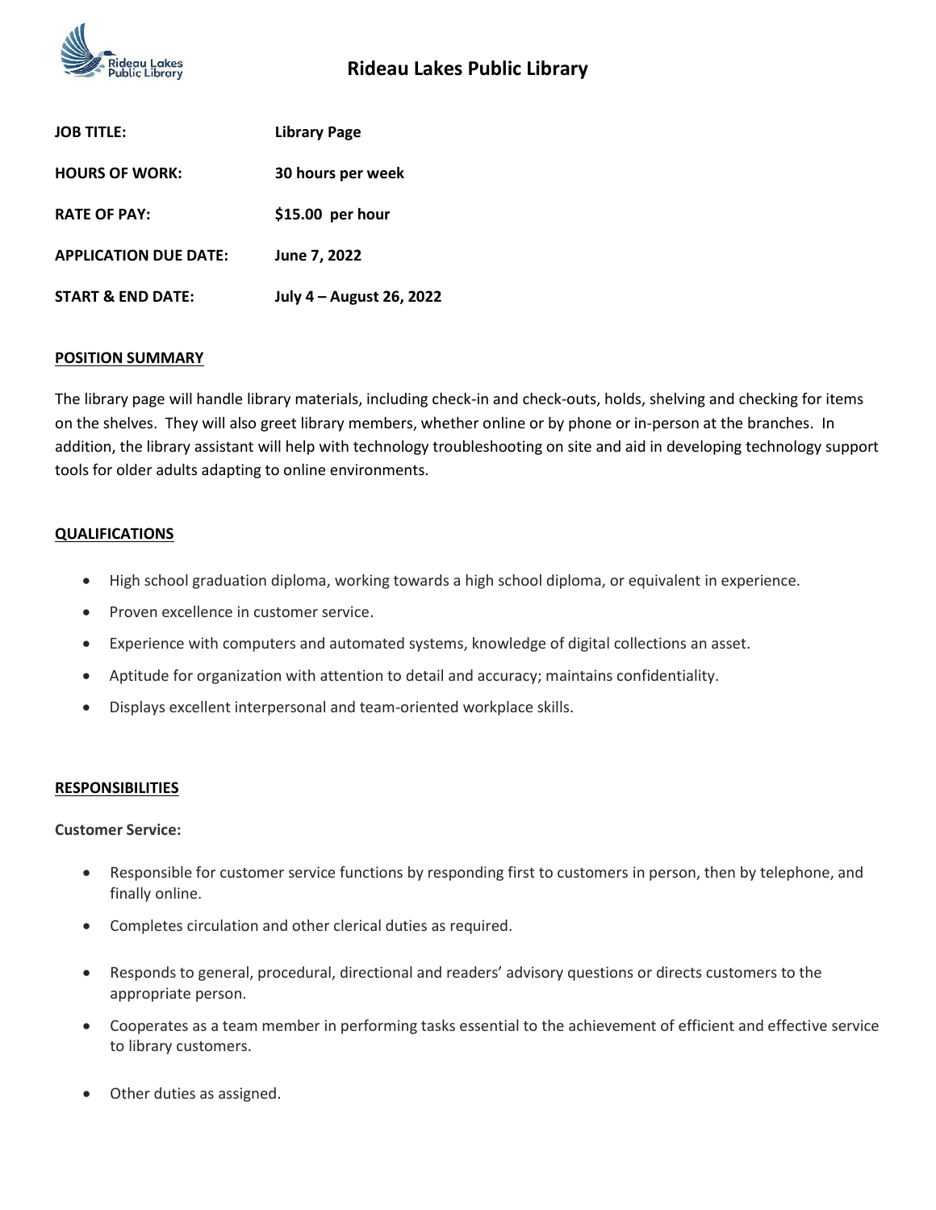# Rideau Lakes Public Library

| | |
|---|---|
| **JOB TITLE:** | **Library Page** |
| **HOURS OF WORK:** | **30 hours per week** |
| **RATE OF PAY:** | **$15.00 per hour** |
| **APPLICATION DUE DATE:** | **June 7, 2022** |
| **START & END DATE:** | **July 4 – August 26, 2022** |

## POSITION SUMMARY

The library page will handle library materials, including check-in and check-outs, holds, shelving and checking for items on the shelves. They will also greet library members, whether online or by phone or in-person at the branches. In addition, the library assistant will help with technology troubleshooting on site and aid in developing technology support tools for older adults adapting to online environments.

## QUALIFICATIONS

- High school graduation diploma, working towards a high school diploma, or equivalent in experience.
- Proven excellence in customer service.
- Experience with computers and automated systems, knowledge of digital collections an asset.
- Aptitude for organization with attention to detail and accuracy; maintains confidentiality.
- Displays excellent interpersonal and team-oriented workplace skills.

## RESPONSIBILITIES

**Customer Service:**

- Responsible for customer service functions by responding first to customers in person, then by telephone, and finally online.
- Completes circulation and other clerical duties as required.
- Responds to general, procedural, directional and readers' advisory questions or directs customers to the appropriate person.
- Cooperates as a team member in performing tasks essential to the achievement of efficient and effective service to library customers.
- Other duties as assigned.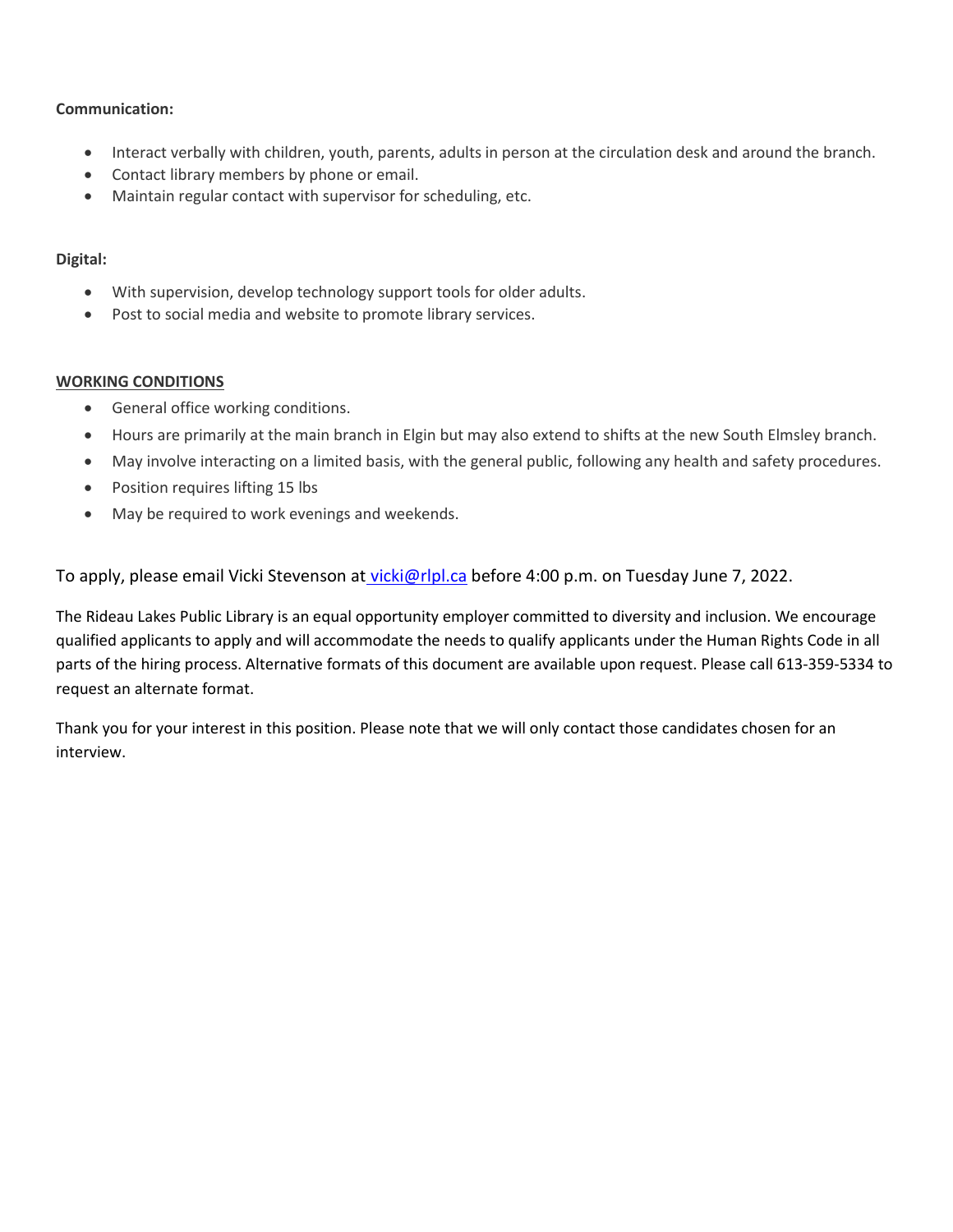**Communication:**

- Interact verbally with children, youth, parents, adults in person at the circulation desk and around the branch.
- Contact library members by phone or email.
- Maintain regular contact with supervisor for scheduling, etc.

**Digital:**

- With supervision, develop technology support tools for older adults.
- Post to social media and website to promote library services.

**WORKING CONDITIONS**

- General office working conditions.
- Hours are primarily at the main branch in Elgin but may also extend to shifts at the new South Elmsley branch.
- May involve interacting on a limited basis, with the general public, following any health and safety procedures.
- Position requires lifting 15 lbs
- May be required to work evenings and weekends.

To apply, please email Vicki Stevenson at vicki@rlpl.ca before 4:00 p.m. on Tuesday June 7, 2022.

The Rideau Lakes Public Library is an equal opportunity employer committed to diversity and inclusion. We encourage qualified applicants to apply and will accommodate the needs to qualify applicants under the Human Rights Code in all parts of the hiring process. Alternative formats of this document are available upon request. Please call 613-359-5334 to request an alternate format.

Thank you for your interest in this position. Please note that we will only contact those candidates chosen for an interview.